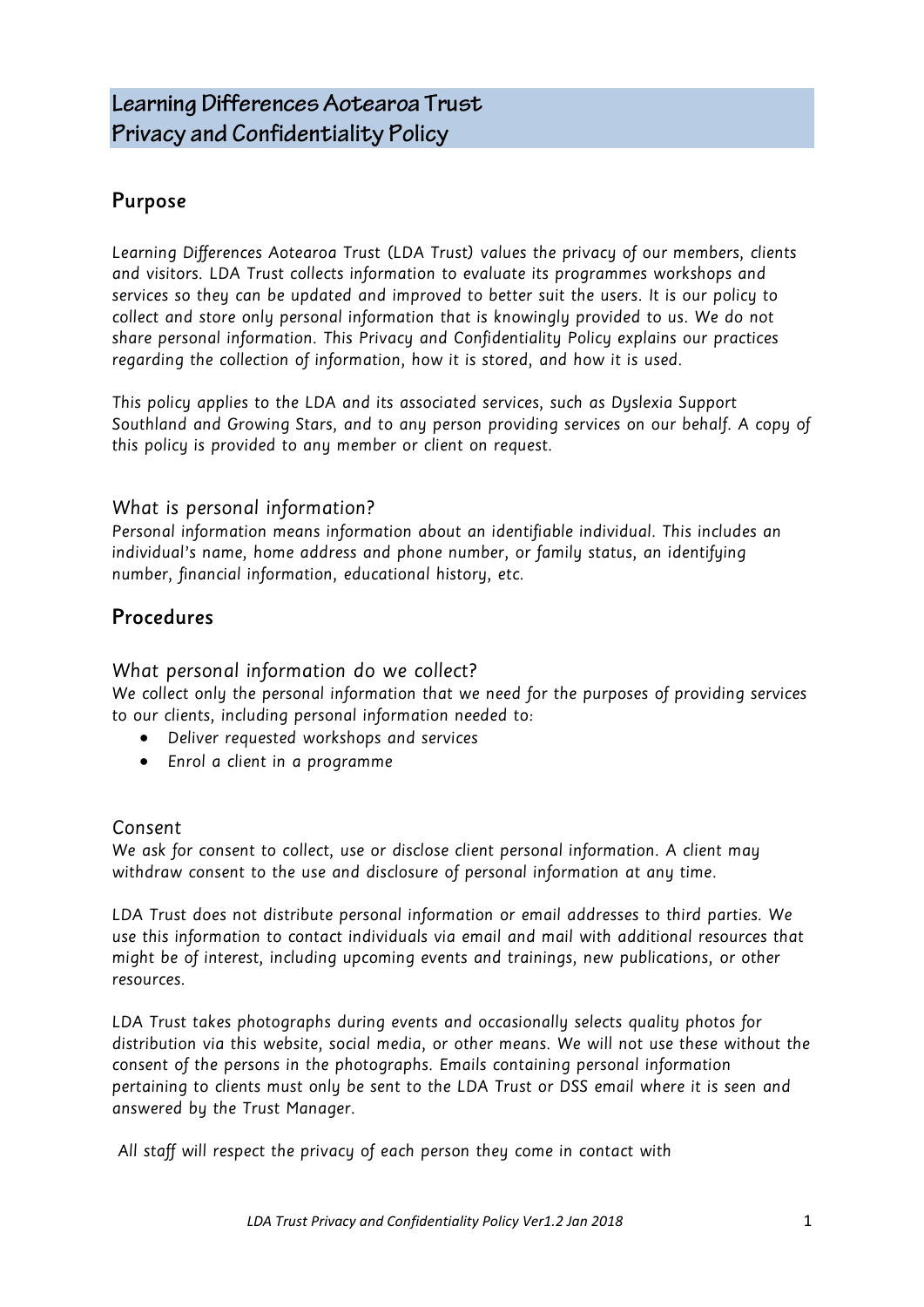# Learning Differences Aotearoa Trust
# Privacy and Confidentiality Policy

## Purpose

*Learning Differences Aotearoa Trust (LDA Trust) values the privacy of our members, clients and visitors. LDA Trust collects information to evaluate its programmes workshops and services so they can be updated and improved to better suit the users. It is our policy to collect and store only personal information that is knowingly provided to us. We do not share personal information. This Privacy and Confidentiality Policy explains our practices regarding the collection of information, how it is stored, and how it is used.*

*This policy applies to the LDA and its associated services, such as Dyslexia Support Southland and Growing Stars, and to any person providing services on our behalf. A copy of this policy is provided to any member or client on request.*

### What is personal information?

*Personal information means information about an identifiable individual. This includes an individual's name, home address and phone number, or family status, an identifying number, financial information, educational history, etc.*

## Procedures

### What personal information do we collect?

*We collect only the personal information that we need for the purposes of providing services to our clients, including personal information needed to:*

- *Deliver requested workshops and services*
- *Enrol a client in a programme*

### Consent

*We ask for consent to collect, use or disclose client personal information. A client may withdraw consent to the use and disclosure of personal information at any time.*

*LDA Trust does not distribute personal information or email addresses to third parties. We use this information to contact individuals via email and mail with additional resources that might be of interest, including upcoming events and trainings, new publications, or other resources.*

*LDA Trust takes photographs during events and occasionally selects quality photos for distribution via this website, social media, or other means. We will not use these without the consent of the persons in the photographs. Emails containing personal information pertaining to clients must only be sent to the LDA Trust or DSS email where it is seen and answered by the Trust Manager.*

*All staff will respect the privacy of each person they come in contact with*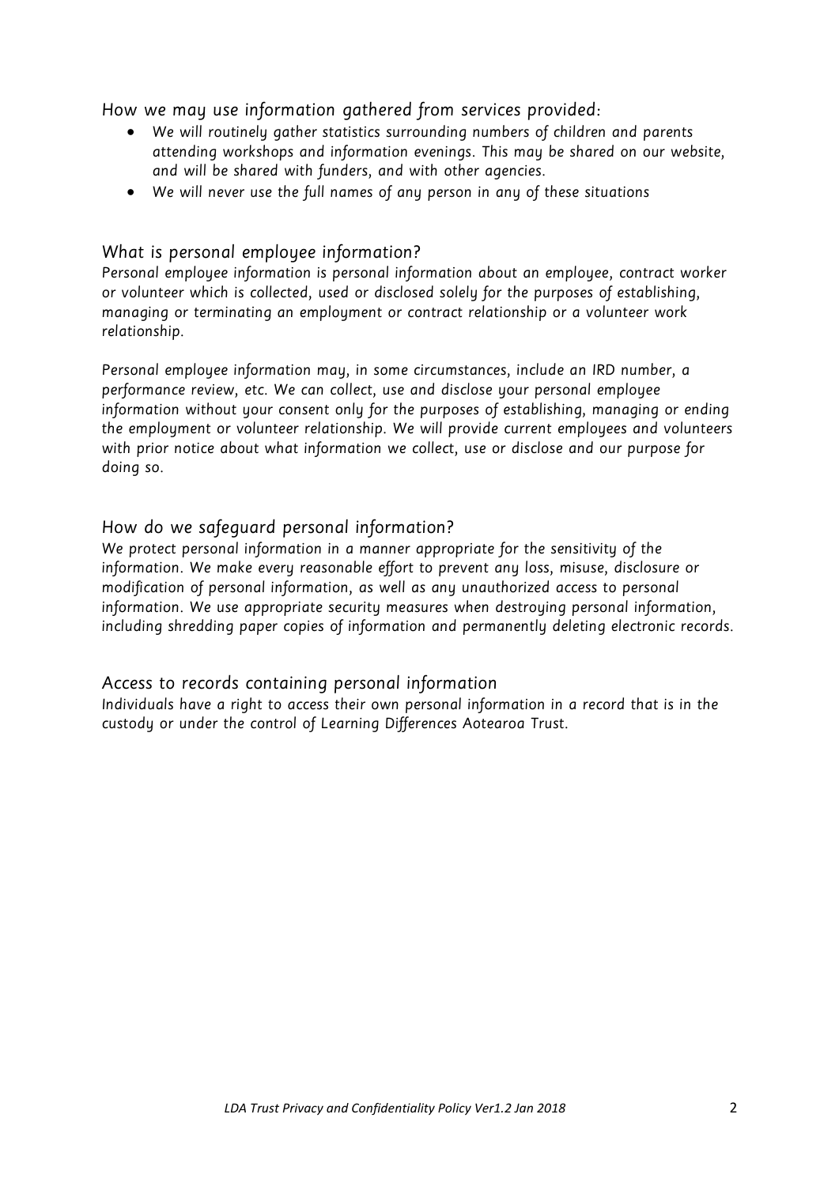## How we may use information gathered from services provided:

- We will routinely gather statistics surrounding numbers of children and parents attending workshops and information evenings. This may be shared on our website, and will be shared with funders, and with other agencies.
- We will never use the full names of any person in any of these situations

## What is personal employee information?

Personal employee information is personal information about an employee, contract worker or volunteer which is collected, used or disclosed solely for the purposes of establishing, managing or terminating an employment or contract relationship or a volunteer work relationship.

Personal employee information may, in some circumstances, include an IRD number, a performance review, etc. We can collect, use and disclose your personal employee information without your consent only for the purposes of establishing, managing or ending the employment or volunteer relationship. We will provide current employees and volunteers with prior notice about what information we collect, use or disclose and our purpose for doing so.

## How do we safeguard personal information?

We protect personal information in a manner appropriate for the sensitivity of the information. We make every reasonable effort to prevent any loss, misuse, disclosure or modification of personal information, as well as any unauthorized access to personal information. We use appropriate security measures when destroying personal information, including shredding paper copies of information and permanently deleting electronic records.

## Access to records containing personal information

Individuals have a right to access their own personal information in a record that is in the custody or under the control of Learning Differences Aotearoa Trust.